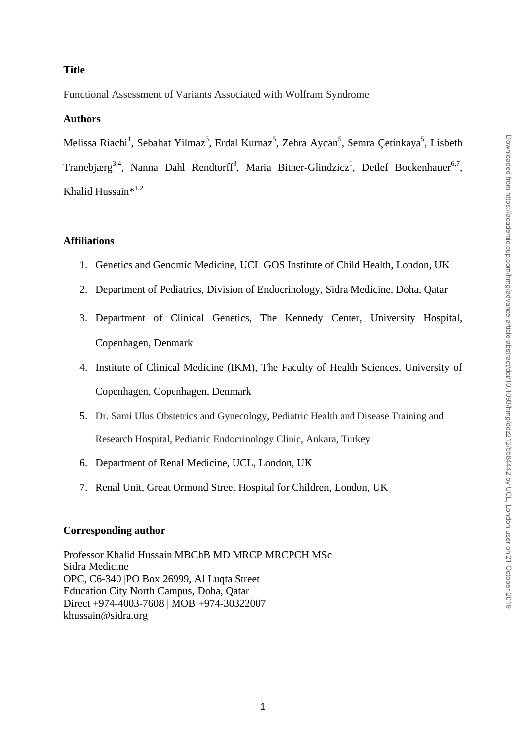**Title**

Functional Assessment of Variants Associated with Wolfram Syndrome

**Authors**

Melissa Riachi[1], Sebahat Yilmaz[5], Erdal Kurnaz[5], Zehra Aycan[5], Semra Çetinkaya[5], Lisbeth Tranebjærg[3,4], Nanna Dahl Rendtorff[3], Maria Bitner-Glindzicz[1], Detlef Bockenhauer[6,7], Khalid Hussain*[1,2]

**Affiliations**

1. Genetics and Genomic Medicine, UCL GOS Institute of Child Health, London, UK
2. Department of Pediatrics, Division of Endocrinology, Sidra Medicine, Doha, Qatar
3. Department of Clinical Genetics, The Kennedy Center, University Hospital, Copenhagen, Denmark
4. Institute of Clinical Medicine (IKM), The Faculty of Health Sciences, University of Copenhagen, Copenhagen, Denmark
5. Dr. Sami Ulus Obstetrics and Gynecology, Pediatric Health and Disease Training and Research Hospital, Pediatric Endocrinology Clinic, Ankara, Turkey
6. Department of Renal Medicine, UCL, London, UK
7. Renal Unit, Great Ormond Street Hospital for Children, London, UK

**Corresponding author**

Professor Khalid Hussain MBChB MD MRCP MRCPCH MSc
Sidra Medicine
OPC, C6-340 |PO Box 26999, Al Luqta Street
Education City North Campus, Doha, Qatar
Direct +974-4003-7608 | MOB +974-30322007
khussain@sidra.org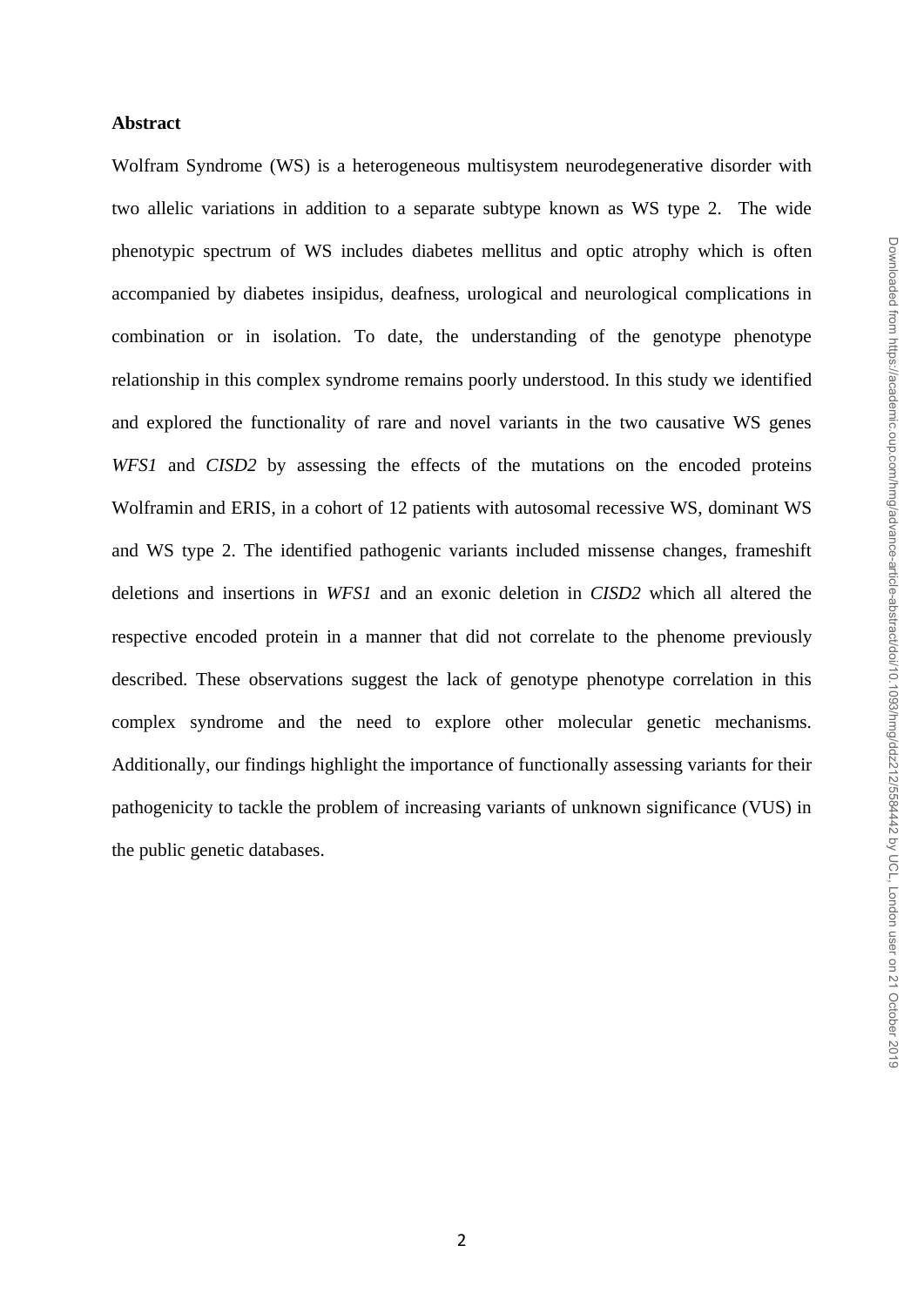**Abstract**

Wolfram Syndrome (WS) is a heterogeneous multisystem neurodegenerative disorder with two allelic variations in addition to a separate subtype known as WS type 2. The wide phenotypic spectrum of WS includes diabetes mellitus and optic atrophy which is often accompanied by diabetes insipidus, deafness, urological and neurological complications in combination or in isolation. To date, the understanding of the genotype phenotype relationship in this complex syndrome remains poorly understood. In this study we identified and explored the functionality of rare and novel variants in the two causative WS genes *WFS1* and *CISD2* by assessing the effects of the mutations on the encoded proteins Wolframin and ERIS, in a cohort of 12 patients with autosomal recessive WS, dominant WS and WS type 2. The identified pathogenic variants included missense changes, frameshift deletions and insertions in *WFS1* and an exonic deletion in *CISD2* which all altered the respective encoded protein in a manner that did not correlate to the phenome previously described. These observations suggest the lack of genotype phenotype correlation in this complex syndrome and the need to explore other molecular genetic mechanisms. Additionally, our findings highlight the importance of functionally assessing variants for their pathogenicity to tackle the problem of increasing variants of unknown significance (VUS) in the public genetic databases.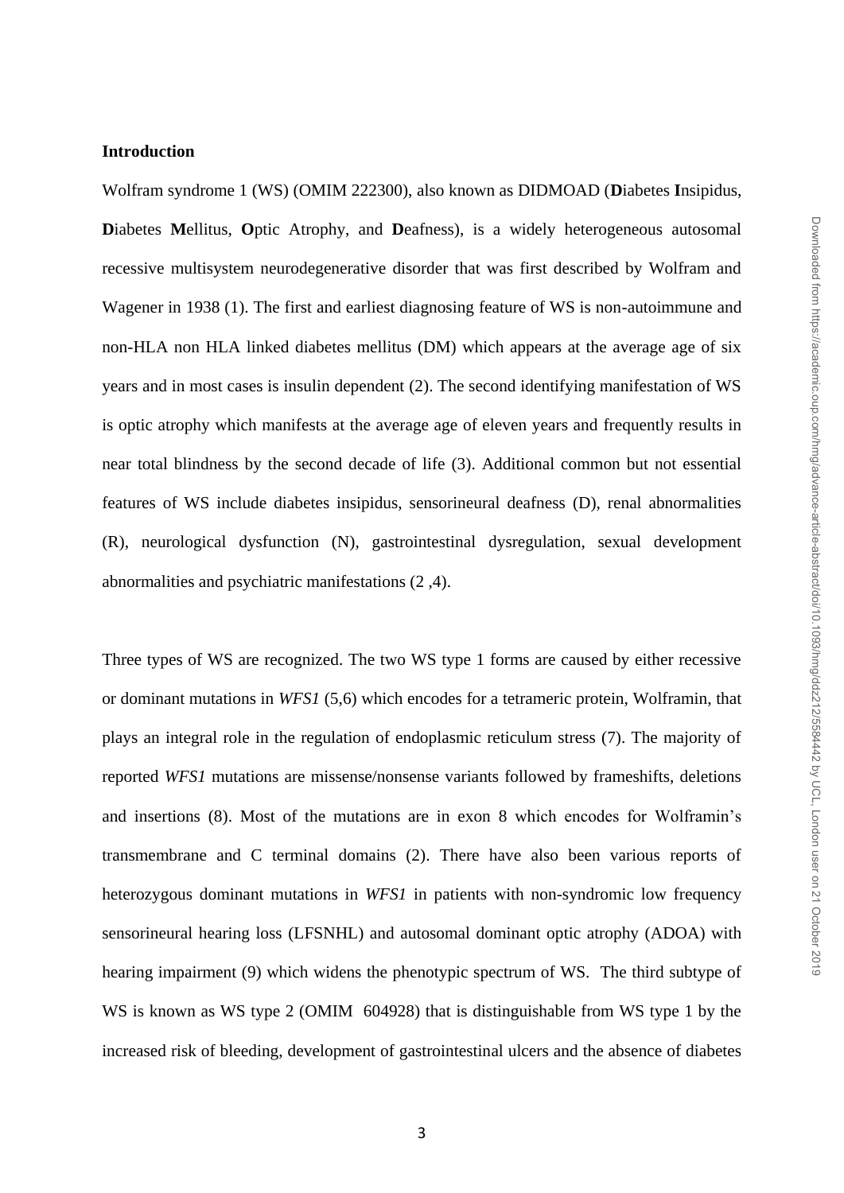## Introduction

Wolfram syndrome 1 (WS) (OMIM 222300), also known as DIDMOAD (**D**iabetes **I**nsipidus, **D**iabetes **M**ellitus, **O**ptic Atrophy, and **D**eafness), is a widely heterogeneous autosomal recessive multisystem neurodegenerative disorder that was first described by Wolfram and Wagener in 1938 (1). The first and earliest diagnosing feature of WS is non-autoimmune and non-HLA non HLA linked diabetes mellitus (DM) which appears at the average age of six years and in most cases is insulin dependent (2). The second identifying manifestation of WS is optic atrophy which manifests at the average age of eleven years and frequently results in near total blindness by the second decade of life (3). Additional common but not essential features of WS include diabetes insipidus, sensorineural deafness (D), renal abnormalities (R), neurological dysfunction (N), gastrointestinal dysregulation, sexual development abnormalities and psychiatric manifestations (2 ,4).

Three types of WS are recognized. The two WS type 1 forms are caused by either recessive or dominant mutations in *WFS1* (5,6) which encodes for a tetrameric protein, Wolframin, that plays an integral role in the regulation of endoplasmic reticulum stress (7). The majority of reported *WFS1* mutations are missense/nonsense variants followed by frameshifts, deletions and insertions (8). Most of the mutations are in exon 8 which encodes for Wolframin's transmembrane and C terminal domains (2). There have also been various reports of heterozygous dominant mutations in *WFS1* in patients with non-syndromic low frequency sensorineural hearing loss (LFSNHL) and autosomal dominant optic atrophy (ADOA) with hearing impairment (9) which widens the phenotypic spectrum of WS. The third subtype of WS is known as WS type 2 (OMIM 604928) that is distinguishable from WS type 1 by the increased risk of bleeding, development of gastrointestinal ulcers and the absence of diabetes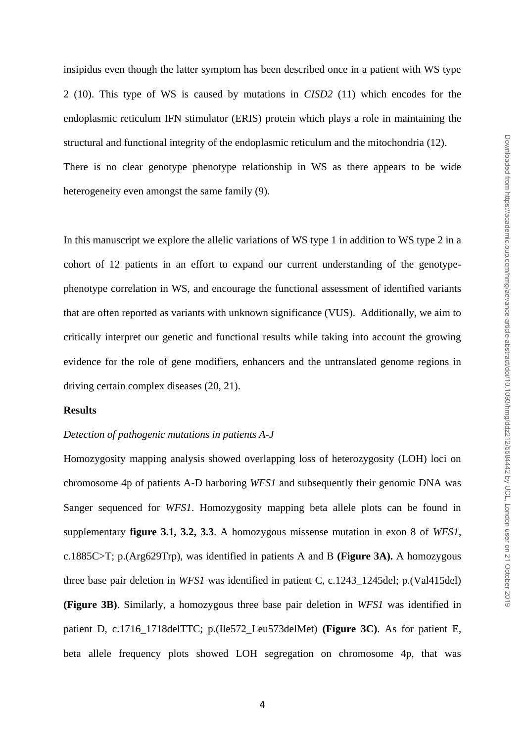insipidus even though the latter symptom has been described once in a patient with WS type 2 (10). This type of WS is caused by mutations in *CISD2* (11) which encodes for the endoplasmic reticulum IFN stimulator (ERIS) protein which plays a role in maintaining the structural and functional integrity of the endoplasmic reticulum and the mitochondria (12). There is no clear genotype phenotype relationship in WS as there appears to be wide heterogeneity even amongst the same family (9).

In this manuscript we explore the allelic variations of WS type 1 in addition to WS type 2 in a cohort of 12 patients in an effort to expand our current understanding of the genotype-phenotype correlation in WS, and encourage the functional assessment of identified variants that are often reported as variants with unknown significance (VUS). Additionally, we aim to critically interpret our genetic and functional results while taking into account the growing evidence for the role of gene modifiers, enhancers and the untranslated genome regions in driving certain complex diseases (20, 21).

**Results**

*Detection of pathogenic mutations in patients A-J*

Homozygosity mapping analysis showed overlapping loss of heterozygosity (LOH) loci on chromosome 4p of patients A-D harboring *WFS1* and subsequently their genomic DNA was Sanger sequenced for *WFS1*. Homozygosity mapping beta allele plots can be found in supplementary **figure 3.1, 3.2, 3.3**. A homozygous missense mutation in exon 8 of *WFS1*, c.1885C>T; p.(Arg629Trp), was identified in patients A and B **(Figure 3A).** A homozygous three base pair deletion in *WFS1* was identified in patient C, c.1243_1245del; p.(Val415del) **(Figure 3B)**. Similarly, a homozygous three base pair deletion in *WFS1* was identified in patient D, c.1716_1718delTTC; p.(Ile572_Leu573delMet) **(Figure 3C)**. As for patient E, beta allele frequency plots showed LOH segregation on chromosome 4p, that was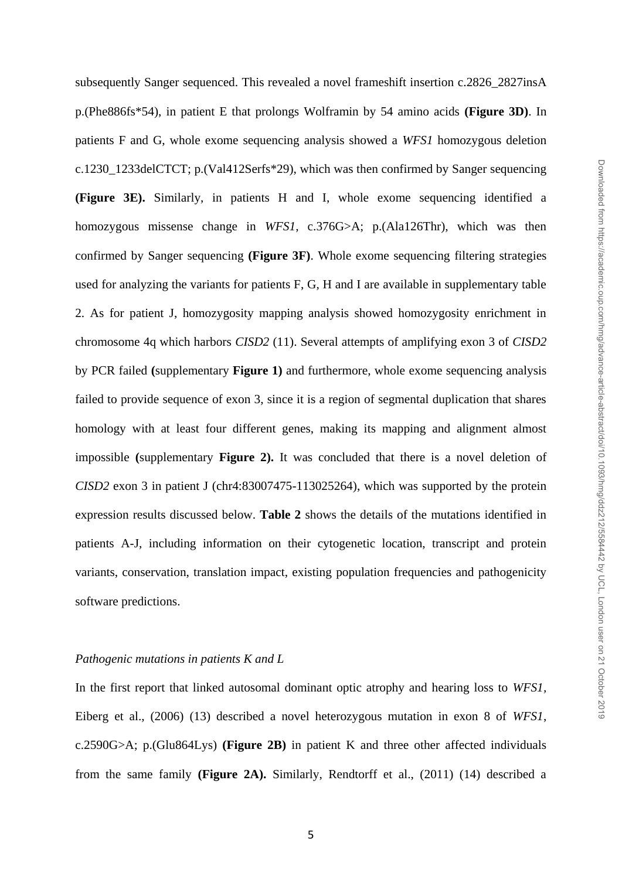subsequently Sanger sequenced. This revealed a novel frameshift insertion c.2826_2827insA p.(Phe886fs*54), in patient E that prolongs Wolframin by 54 amino acids **(Figure 3D)**. In patients F and G, whole exome sequencing analysis showed a *WFS1* homozygous deletion c.1230_1233delCTCT; p.(Val412Serfs*29), which was then confirmed by Sanger sequencing **(Figure 3E).** Similarly, in patients H and I, whole exome sequencing identified a homozygous missense change in *WFS1*, c.376G>A; p.(Ala126Thr), which was then confirmed by Sanger sequencing **(Figure 3F)**. Whole exome sequencing filtering strategies used for analyzing the variants for patients F, G, H and I are available in supplementary table 2. As for patient J, homozygosity mapping analysis showed homozygosity enrichment in chromosome 4q which harbors *CISD2* (11). Several attempts of amplifying exon 3 of *CISD2* by PCR failed **(**supplementary **Figure 1)** and furthermore, whole exome sequencing analysis failed to provide sequence of exon 3, since it is a region of segmental duplication that shares homology with at least four different genes, making its mapping and alignment almost impossible **(**supplementary **Figure 2).** It was concluded that there is a novel deletion of *CISD2* exon 3 in patient J (chr4:83007475-113025264), which was supported by the protein expression results discussed below. **Table 2** shows the details of the mutations identified in patients A-J, including information on their cytogenetic location, transcript and protein variants, conservation, translation impact, existing population frequencies and pathogenicity software predictions.

*Pathogenic mutations in patients K and L*

In the first report that linked autosomal dominant optic atrophy and hearing loss to *WFS1*, Eiberg et al., (2006) (13) described a novel heterozygous mutation in exon 8 of *WFS1*, c.2590G>A; p.(Glu864Lys) **(Figure 2B)** in patient K and three other affected individuals from the same family **(Figure 2A).** Similarly, Rendtorff et al., (2011) (14) described a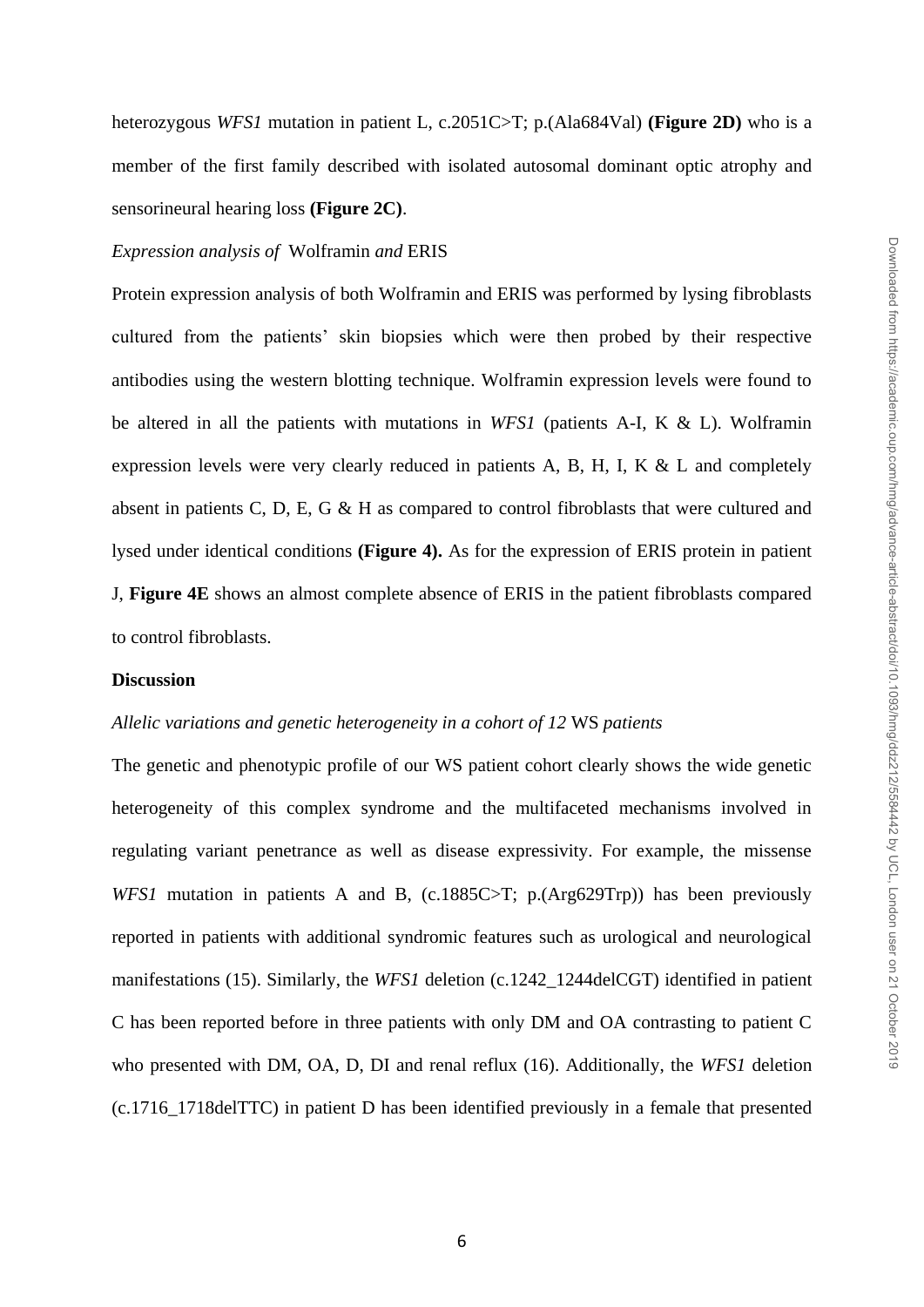heterozygous *WFS1* mutation in patient L, c.2051C>T; p.(Ala684Val) **(Figure 2D)** who is a member of the first family described with isolated autosomal dominant optic atrophy and sensorineural hearing loss **(Figure 2C)**.

*Expression analysis of* Wolframin *and* ERIS

Protein expression analysis of both Wolframin and ERIS was performed by lysing fibroblasts cultured from the patients' skin biopsies which were then probed by their respective antibodies using the western blotting technique. Wolframin expression levels were found to be altered in all the patients with mutations in *WFS1* (patients A-I, K & L). Wolframin expression levels were very clearly reduced in patients A, B, H, I, K & L and completely absent in patients C, D, E, G & H as compared to control fibroblasts that were cultured and lysed under identical conditions **(Figure 4).** As for the expression of ERIS protein in patient J, **Figure 4E** shows an almost complete absence of ERIS in the patient fibroblasts compared to control fibroblasts.

## Discussion

*Allelic variations and genetic heterogeneity in a cohort of 12* WS *patients*

The genetic and phenotypic profile of our WS patient cohort clearly shows the wide genetic heterogeneity of this complex syndrome and the multifaceted mechanisms involved in regulating variant penetrance as well as disease expressivity. For example, the missense *WFS1* mutation in patients A and B, (c.1885C>T; p.(Arg629Trp)) has been previously reported in patients with additional syndromic features such as urological and neurological manifestations (15). Similarly, the *WFS1* deletion (c.1242_1244delCGT) identified in patient C has been reported before in three patients with only DM and OA contrasting to patient C who presented with DM, OA, D, DI and renal reflux (16). Additionally, the *WFS1* deletion (c.1716_1718delTTC) in patient D has been identified previously in a female that presented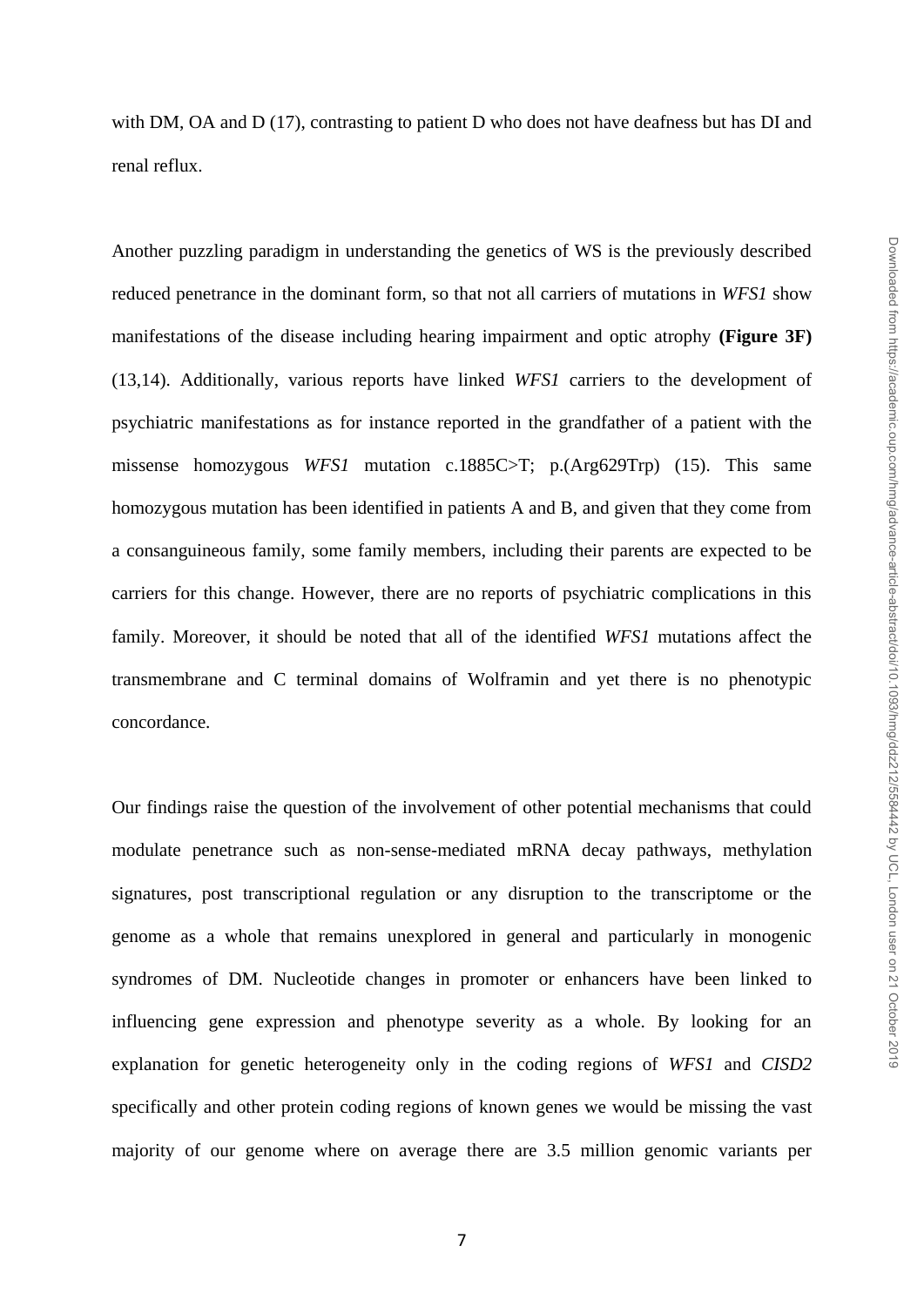with DM, OA and D (17), contrasting to patient D who does not have deafness but has DI and renal reflux.

Another puzzling paradigm in understanding the genetics of WS is the previously described reduced penetrance in the dominant form, so that not all carriers of mutations in *WFS1* show manifestations of the disease including hearing impairment and optic atrophy **(Figure 3F)** (13,14). Additionally, various reports have linked *WFS1* carriers to the development of psychiatric manifestations as for instance reported in the grandfather of a patient with the missense homozygous *WFS1* mutation c.1885C>T; p.(Arg629Trp) (15). This same homozygous mutation has been identified in patients A and B, and given that they come from a consanguineous family, some family members, including their parents are expected to be carriers for this change. However, there are no reports of psychiatric complications in this family. Moreover, it should be noted that all of the identified *WFS1* mutations affect the transmembrane and C terminal domains of Wolframin and yet there is no phenotypic concordance.

Our findings raise the question of the involvement of other potential mechanisms that could modulate penetrance such as non-sense-mediated mRNA decay pathways, methylation signatures, post transcriptional regulation or any disruption to the transcriptome or the genome as a whole that remains unexplored in general and particularly in monogenic syndromes of DM. Nucleotide changes in promoter or enhancers have been linked to influencing gene expression and phenotype severity as a whole. By looking for an explanation for genetic heterogeneity only in the coding regions of *WFS1* and *CISD2* specifically and other protein coding regions of known genes we would be missing the vast majority of our genome where on average there are 3.5 million genomic variants per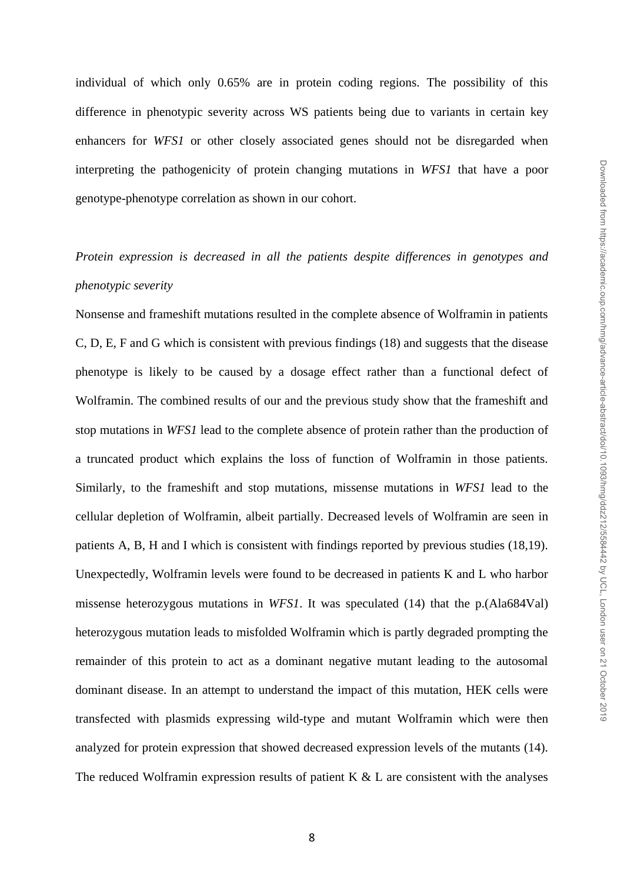individual of which only 0.65% are in protein coding regions. The possibility of this difference in phenotypic severity across WS patients being due to variants in certain key enhancers for *WFS1* or other closely associated genes should not be disregarded when interpreting the pathogenicity of protein changing mutations in *WFS1* that have a poor genotype-phenotype correlation as shown in our cohort.

*Protein expression is decreased in all the patients despite differences in genotypes and phenotypic severity*

Nonsense and frameshift mutations resulted in the complete absence of Wolframin in patients C, D, E, F and G which is consistent with previous findings (18) and suggests that the disease phenotype is likely to be caused by a dosage effect rather than a functional defect of Wolframin. The combined results of our and the previous study show that the frameshift and stop mutations in *WFS1* lead to the complete absence of protein rather than the production of a truncated product which explains the loss of function of Wolframin in those patients. Similarly, to the frameshift and stop mutations, missense mutations in *WFS1* lead to the cellular depletion of Wolframin, albeit partially. Decreased levels of Wolframin are seen in patients A, B, H and I which is consistent with findings reported by previous studies (18,19). Unexpectedly, Wolframin levels were found to be decreased in patients K and L who harbor missense heterozygous mutations in *WFS1*. It was speculated (14) that the p.(Ala684Val) heterozygous mutation leads to misfolded Wolframin which is partly degraded prompting the remainder of this protein to act as a dominant negative mutant leading to the autosomal dominant disease. In an attempt to understand the impact of this mutation, HEK cells were transfected with plasmids expressing wild-type and mutant Wolframin which were then analyzed for protein expression that showed decreased expression levels of the mutants (14). The reduced Wolframin expression results of patient K & L are consistent with the analyses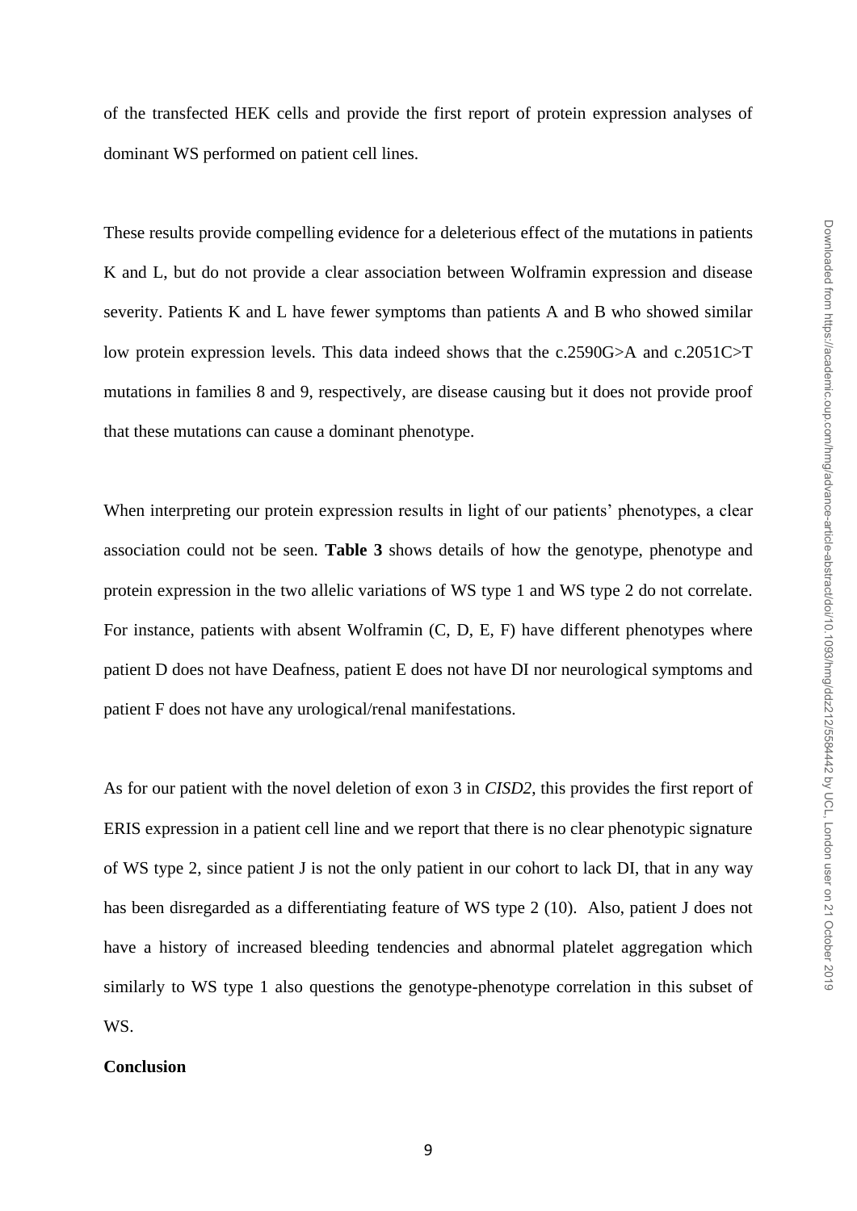of the transfected HEK cells and provide the first report of protein expression analyses of dominant WS performed on patient cell lines.

These results provide compelling evidence for a deleterious effect of the mutations in patients K and L, but do not provide a clear association between Wolframin expression and disease severity. Patients K and L have fewer symptoms than patients A and B who showed similar low protein expression levels. This data indeed shows that the c.2590G>A and c.2051C>T mutations in families 8 and 9, respectively, are disease causing but it does not provide proof that these mutations can cause a dominant phenotype.

When interpreting our protein expression results in light of our patients' phenotypes, a clear association could not be seen. **Table 3** shows details of how the genotype, phenotype and protein expression in the two allelic variations of WS type 1 and WS type 2 do not correlate. For instance, patients with absent Wolframin (C, D, E, F) have different phenotypes where patient D does not have Deafness, patient E does not have DI nor neurological symptoms and patient F does not have any urological/renal manifestations.

As for our patient with the novel deletion of exon 3 in *CISD2*, this provides the first report of ERIS expression in a patient cell line and we report that there is no clear phenotypic signature of WS type 2, since patient J is not the only patient in our cohort to lack DI, that in any way has been disregarded as a differentiating feature of WS type 2 (10). Also, patient J does not have a history of increased bleeding tendencies and abnormal platelet aggregation which similarly to WS type 1 also questions the genotype-phenotype correlation in this subset of WS.

**Conclusion**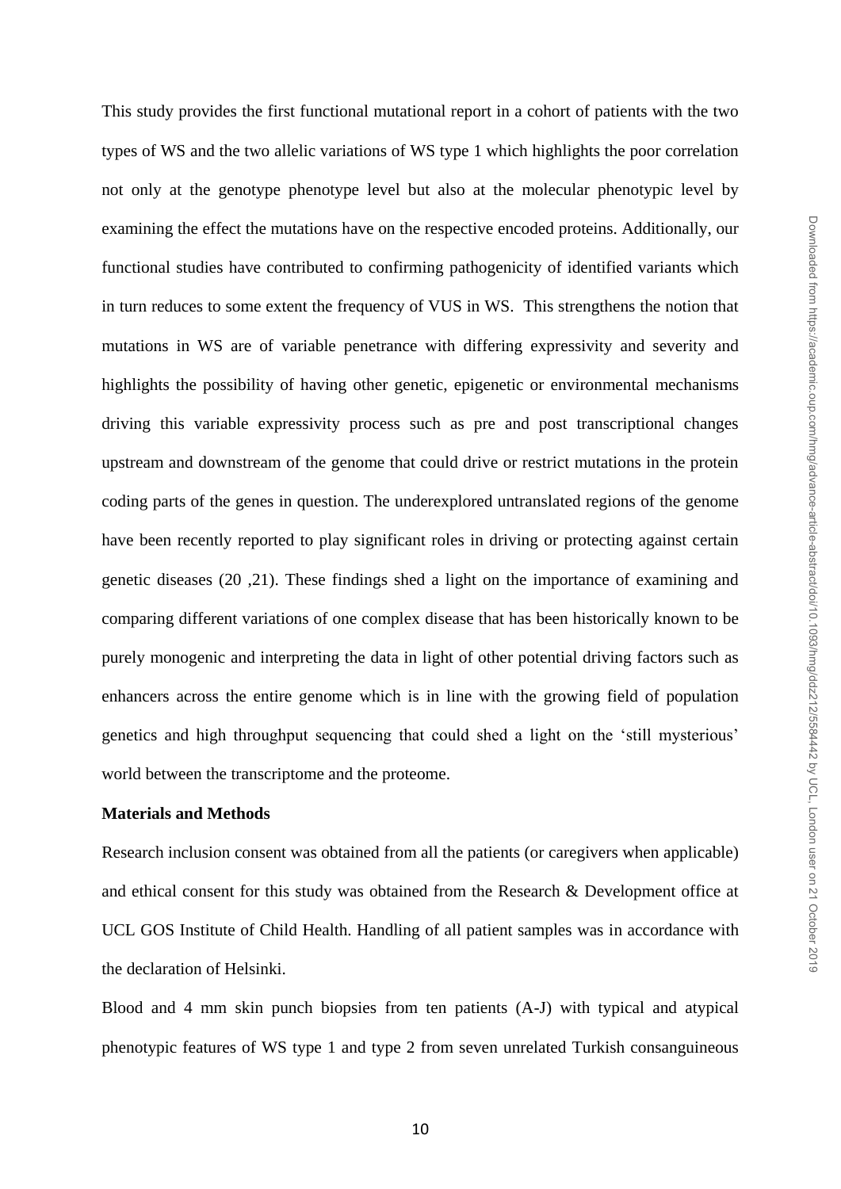This study provides the first functional mutational report in a cohort of patients with the two types of WS and the two allelic variations of WS type 1 which highlights the poor correlation not only at the genotype phenotype level but also at the molecular phenotypic level by examining the effect the mutations have on the respective encoded proteins. Additionally, our functional studies have contributed to confirming pathogenicity of identified variants which in turn reduces to some extent the frequency of VUS in WS. This strengthens the notion that mutations in WS are of variable penetrance with differing expressivity and severity and highlights the possibility of having other genetic, epigenetic or environmental mechanisms driving this variable expressivity process such as pre and post transcriptional changes upstream and downstream of the genome that could drive or restrict mutations in the protein coding parts of the genes in question. The underexplored untranslated regions of the genome have been recently reported to play significant roles in driving or protecting against certain genetic diseases (20 ,21). These findings shed a light on the importance of examining and comparing different variations of one complex disease that has been historically known to be purely monogenic and interpreting the data in light of other potential driving factors such as enhancers across the entire genome which is in line with the growing field of population genetics and high throughput sequencing that could shed a light on the 'still mysterious' world between the transcriptome and the proteome.

## Materials and Methods

Research inclusion consent was obtained from all the patients (or caregivers when applicable) and ethical consent for this study was obtained from the Research & Development office at UCL GOS Institute of Child Health. Handling of all patient samples was in accordance with the declaration of Helsinki.

Blood and 4 mm skin punch biopsies from ten patients (A-J) with typical and atypical phenotypic features of WS type 1 and type 2 from seven unrelated Turkish consanguineous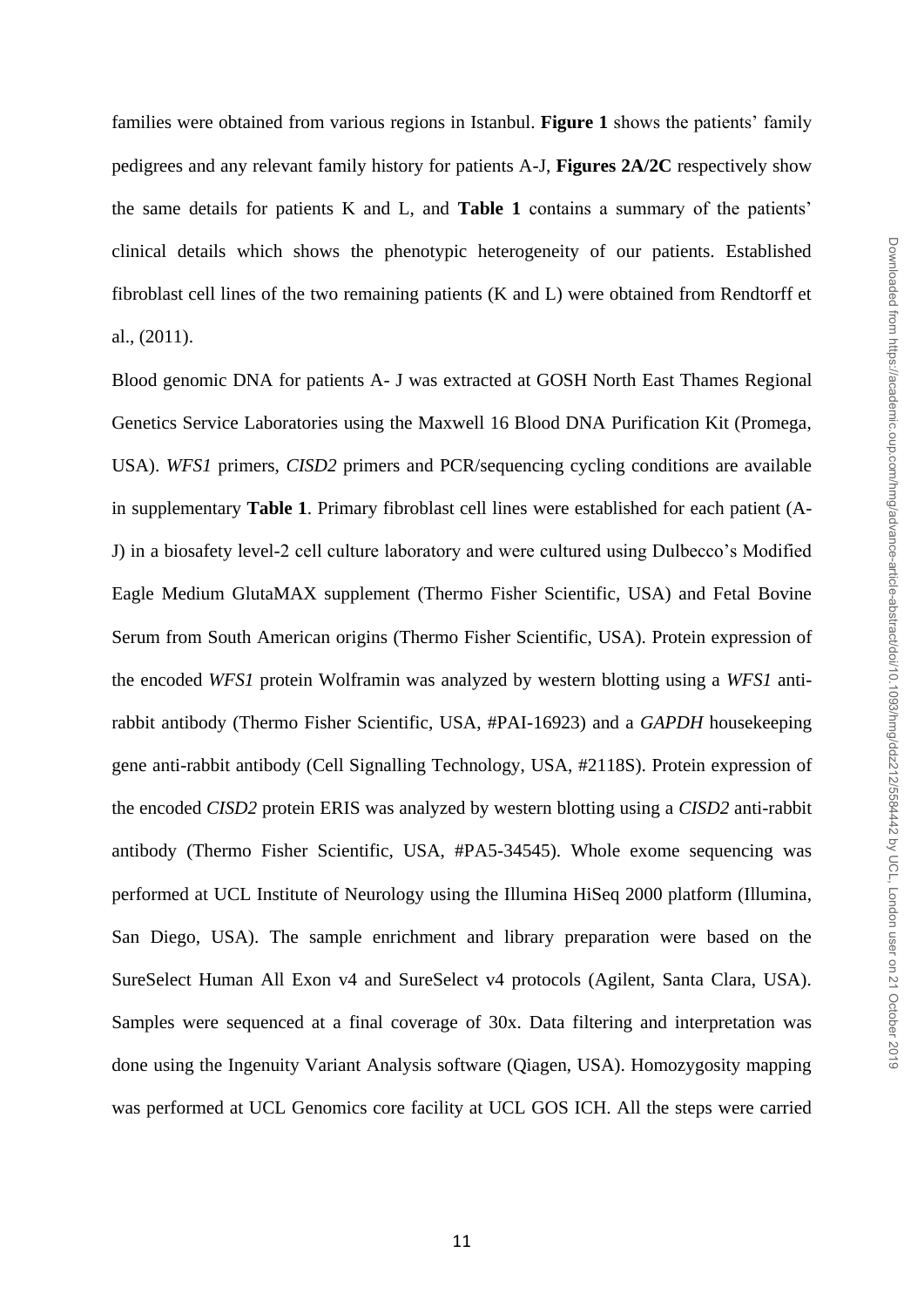families were obtained from various regions in Istanbul. **Figure 1** shows the patients' family pedigrees and any relevant family history for patients A-J, **Figures 2A/2C** respectively show the same details for patients K and L, and **Table 1** contains a summary of the patients' clinical details which shows the phenotypic heterogeneity of our patients. Established fibroblast cell lines of the two remaining patients (K and L) were obtained from Rendtorff et al., (2011).

Blood genomic DNA for patients A- J was extracted at GOSH North East Thames Regional Genetics Service Laboratories using the Maxwell 16 Blood DNA Purification Kit (Promega, USA). *WFS1* primers, *CISD2* primers and PCR/sequencing cycling conditions are available in supplementary **Table 1**. Primary fibroblast cell lines were established for each patient (A-J) in a biosafety level-2 cell culture laboratory and were cultured using Dulbecco's Modified Eagle Medium GlutaMAX supplement (Thermo Fisher Scientific, USA) and Fetal Bovine Serum from South American origins (Thermo Fisher Scientific, USA). Protein expression of the encoded *WFS1* protein Wolframin was analyzed by western blotting using a *WFS1* anti-rabbit antibody (Thermo Fisher Scientific, USA, #PAI-16923) and a *GAPDH* housekeeping gene anti-rabbit antibody (Cell Signalling Technology, USA, #2118S). Protein expression of the encoded *CISD2* protein ERIS was analyzed by western blotting using a *CISD2* anti-rabbit antibody (Thermo Fisher Scientific, USA, #PA5-34545). Whole exome sequencing was performed at UCL Institute of Neurology using the Illumina HiSeq 2000 platform (Illumina, San Diego, USA). The sample enrichment and library preparation were based on the SureSelect Human All Exon v4 and SureSelect v4 protocols (Agilent, Santa Clara, USA). Samples were sequenced at a final coverage of 30x. Data filtering and interpretation was done using the Ingenuity Variant Analysis software (Qiagen, USA). Homozygosity mapping was performed at UCL Genomics core facility at UCL GOS ICH. All the steps were carried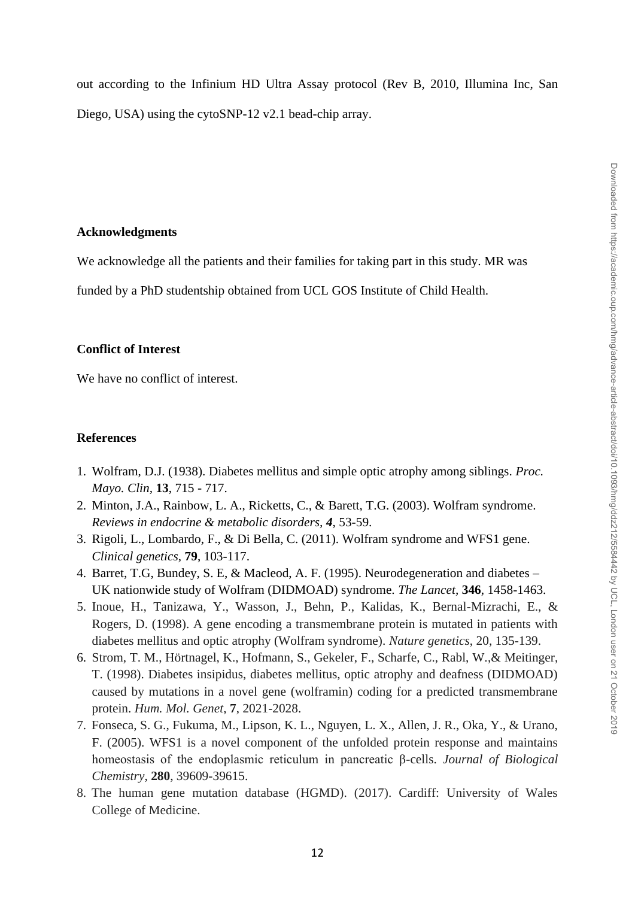out according to the Infinium HD Ultra Assay protocol (Rev B, 2010, Illumina Inc, San Diego, USA) using the cytoSNP-12 v2.1 bead-chip array.

## Acknowledgments

We acknowledge all the patients and their families for taking part in this study. MR was funded by a PhD studentship obtained from UCL GOS Institute of Child Health.

## Conflict of Interest

We have no conflict of interest.

## References

1. Wolfram, D.J. (1938). Diabetes mellitus and simple optic atrophy among siblings. *Proc. Mayo. Clin*, **13**, 715 - 717.
2. Minton, J.A., Rainbow, L. A., Ricketts, C., & Barett, T.G. (2003). Wolfram syndrome. *Reviews in endocrine & metabolic disorders*, ***4***, 53-59.
3. Rigoli, L., Lombardo, F., & Di Bella, C. (2011). Wolfram syndrome and WFS1 gene. *Clinical genetics*, **79**, 103-117.
4. Barret, T.G, Bundey, S. E, & Macleod, A. F. (1995). Neurodegeneration and diabetes – UK nationwide study of Wolfram (DIDMOAD) syndrome. *The Lancet*, **346**, 1458-1463.
5. Inoue, H., Tanizawa, Y., Wasson, J., Behn, P., Kalidas, K., Bernal-Mizrachi, E., & Rogers, D. (1998). A gene encoding a transmembrane protein is mutated in patients with diabetes mellitus and optic atrophy (Wolfram syndrome). *Nature genetics*, 20, 135-139.
6. Strom, T. M., Hörtnagel, K., Hofmann, S., Gekeler, F., Scharfe, C., Rabl, W.,& Meitinger, T. (1998). Diabetes insipidus, diabetes mellitus, optic atrophy and deafness (DIDMOAD) caused by mutations in a novel gene (wolframin) coding for a predicted transmembrane protein. *Hum. Mol. Genet*, **7**, 2021-2028.
7. Fonseca, S. G., Fukuma, M., Lipson, K. L., Nguyen, L. X., Allen, J. R., Oka, Y., & Urano, F. (2005). WFS1 is a novel component of the unfolded protein response and maintains homeostasis of the endoplasmic reticulum in pancreatic β-cells. *Journal of Biological Chemistry*, **280**, 39609-39615.
8. The human gene mutation database (HGMD). (2017). Cardiff: University of Wales College of Medicine.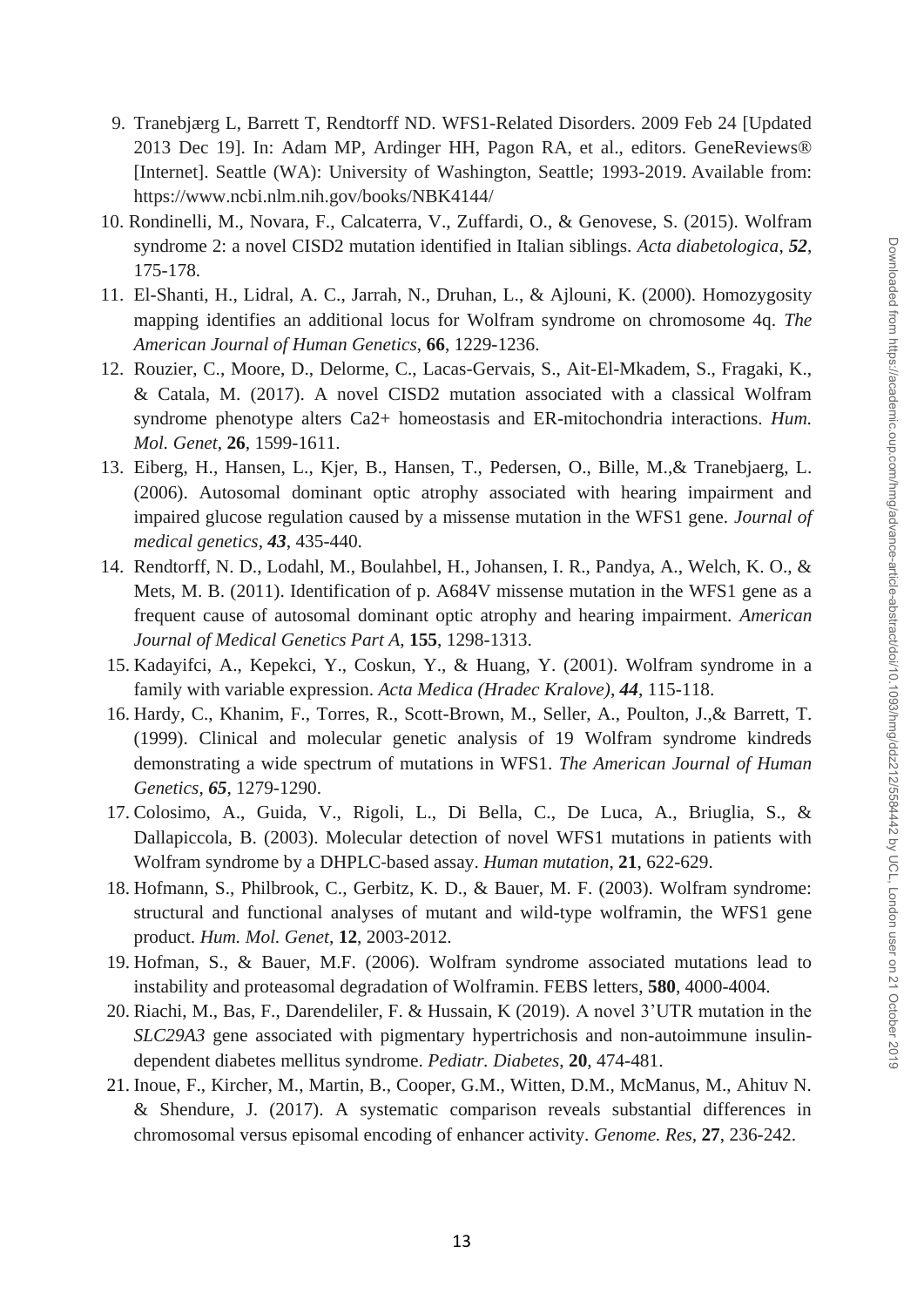9. Tranebjærg L, Barrett T, Rendtorff ND. WFS1-Related Disorders. 2009 Feb 24 [Updated 2013 Dec 19]. In: Adam MP, Ardinger HH, Pagon RA, et al., editors. GeneReviews® [Internet]. Seattle (WA): University of Washington, Seattle; 1993-2019. Available from: https://www.ncbi.nlm.nih.gov/books/NBK4144/
10. Rondinelli, M., Novara, F., Calcaterra, V., Zuffardi, O., & Genovese, S. (2015). Wolfram syndrome 2: a novel CISD2 mutation identified in Italian siblings. *Acta diabetologica*, ***52***, 175-178.
11. El-Shanti, H., Lidral, A. C., Jarrah, N., Druhan, L., & Ajlouni, K. (2000). Homozygosity mapping identifies an additional locus for Wolfram syndrome on chromosome 4q. *The American Journal of Human Genetics*, **66**, 1229-1236.
12. Rouzier, C., Moore, D., Delorme, C., Lacas-Gervais, S., Ait-El-Mkadem, S., Fragaki, K., & Catala, M. (2017). A novel CISD2 mutation associated with a classical Wolfram syndrome phenotype alters Ca2+ homeostasis and ER-mitochondria interactions. *Hum. Mol. Genet*, **26**, 1599-1611.
13. Eiberg, H., Hansen, L., Kjer, B., Hansen, T., Pedersen, O., Bille, M.,& Tranebjaerg, L. (2006). Autosomal dominant optic atrophy associated with hearing impairment and impaired glucose regulation caused by a missense mutation in the WFS1 gene. *Journal of medical genetics*, ***43***, 435-440.
14. Rendtorff, N. D., Lodahl, M., Boulahbel, H., Johansen, I. R., Pandya, A., Welch, K. O., & Mets, M. B. (2011). Identification of p. A684V missense mutation in the WFS1 gene as a frequent cause of autosomal dominant optic atrophy and hearing impairment. *American Journal of Medical Genetics Part A*, **155**, 1298-1313.
15. Kadayifci, A., Kepekci, Y., Coskun, Y., & Huang, Y. (2001). Wolfram syndrome in a family with variable expression. *Acta Medica (Hradec Kralove)*, ***44***, 115-118.
16. Hardy, C., Khanim, F., Torres, R., Scott-Brown, M., Seller, A., Poulton, J.,& Barrett, T. (1999). Clinical and molecular genetic analysis of 19 Wolfram syndrome kindreds demonstrating a wide spectrum of mutations in WFS1. *The American Journal of Human Genetics*, ***65***, 1279-1290.
17. Colosimo, A., Guida, V., Rigoli, L., Di Bella, C., De Luca, A., Briuglia, S., & Dallapiccola, B. (2003). Molecular detection of novel WFS1 mutations in patients with Wolfram syndrome by a DHPLC-based assay. *Human mutation*, **21**, 622-629.
18. Hofmann, S., Philbrook, C., Gerbitz, K. D., & Bauer, M. F. (2003). Wolfram syndrome: structural and functional analyses of mutant and wild-type wolframin, the WFS1 gene product. *Hum. Mol. Genet*, **12**, 2003-2012.
19. Hofman, S., & Bauer, M.F. (2006). Wolfram syndrome associated mutations lead to instability and proteasomal degradation of Wolframin. FEBS letters, **580**, 4000-4004.
20. Riachi, M., Bas, F., Darendeliler, F. & Hussain, K (2019). A novel 3'UTR mutation in the *SLC29A3* gene associated with pigmentary hypertrichosis and non-autoimmune insulin-dependent diabetes mellitus syndrome. *Pediatr. Diabetes*, **20**, 474-481.
21. Inoue, F., Kircher, M., Martin, B., Cooper, G.M., Witten, D.M., McManus, M., Ahituv N. & Shendure, J. (2017). A systematic comparison reveals substantial differences in chromosomal versus episomal encoding of enhancer activity. *Genome. Res*, **27**, 236-242.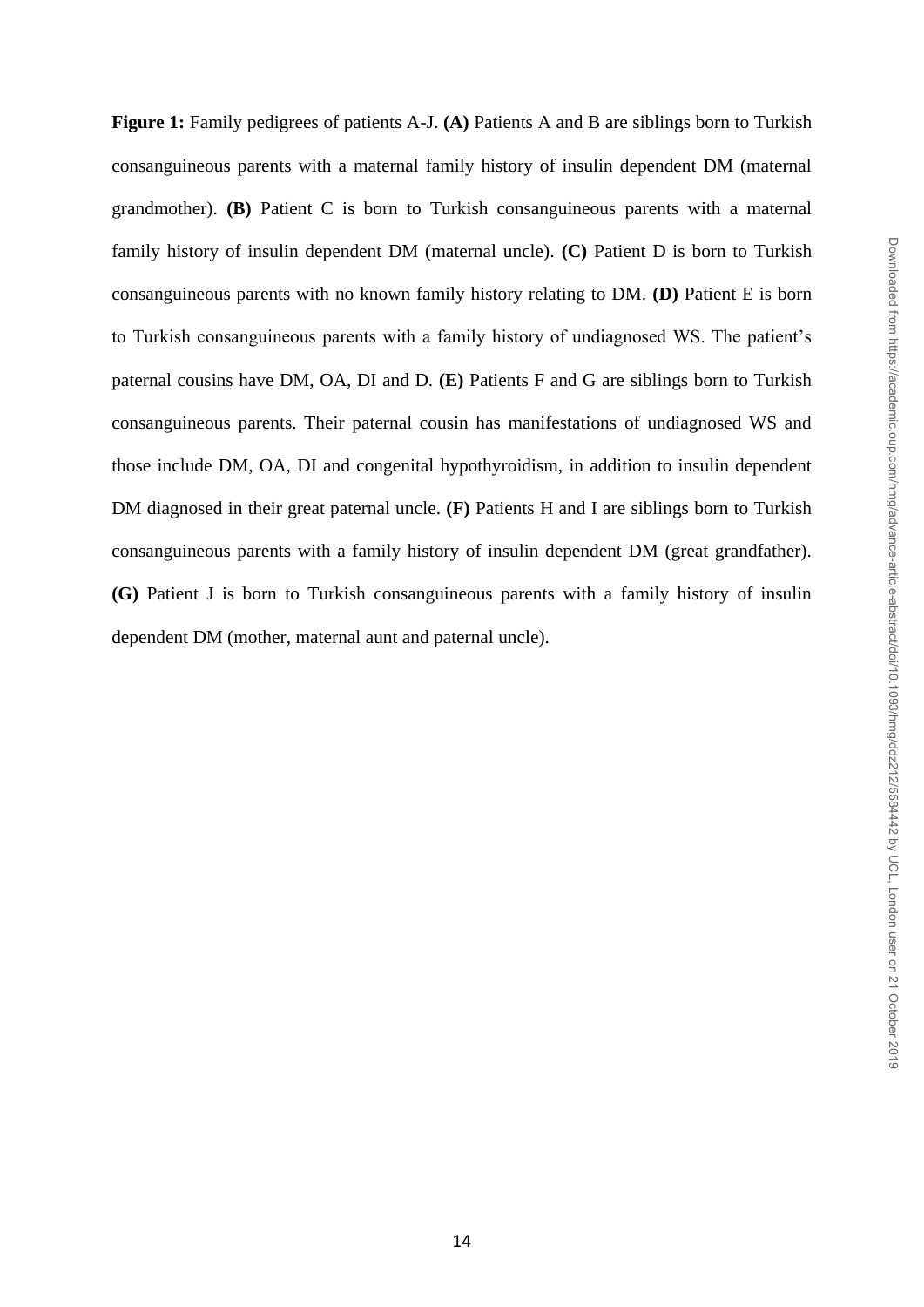**Figure 1:** Family pedigrees of patients A-J. **(A)** Patients A and B are siblings born to Turkish consanguineous parents with a maternal family history of insulin dependent DM (maternal grandmother). **(B)** Patient C is born to Turkish consanguineous parents with a maternal family history of insulin dependent DM (maternal uncle). **(C)** Patient D is born to Turkish consanguineous parents with no known family history relating to DM. **(D)** Patient E is born to Turkish consanguineous parents with a family history of undiagnosed WS. The patient's paternal cousins have DM, OA, DI and D. **(E)** Patients F and G are siblings born to Turkish consanguineous parents. Their paternal cousin has manifestations of undiagnosed WS and those include DM, OA, DI and congenital hypothyroidism, in addition to insulin dependent DM diagnosed in their great paternal uncle. **(F)** Patients H and I are siblings born to Turkish consanguineous parents with a family history of insulin dependent DM (great grandfather). **(G)** Patient J is born to Turkish consanguineous parents with a family history of insulin dependent DM (mother, maternal aunt and paternal uncle).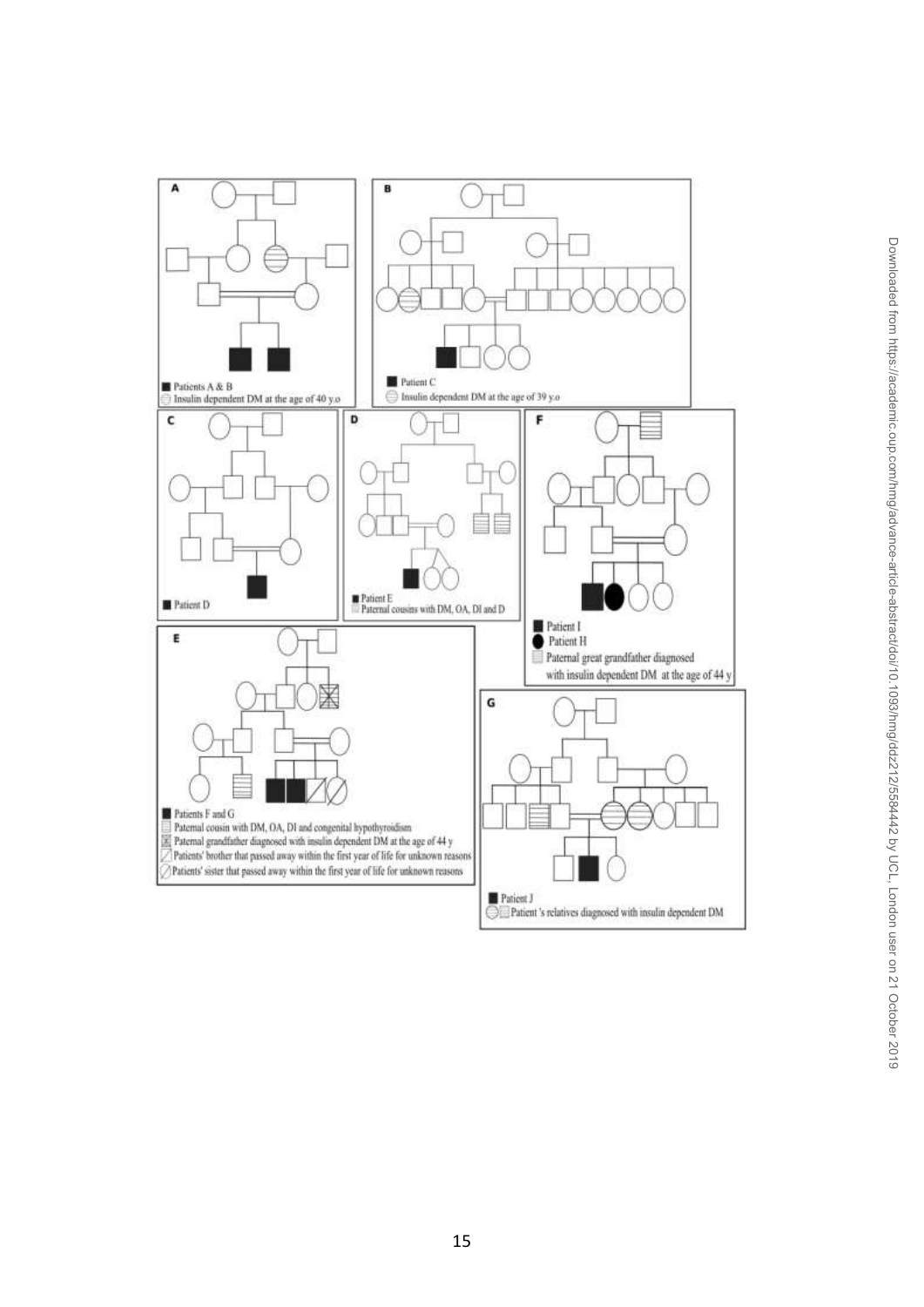A

Patients A & B

Insulin dependent DM at the age of 40 y.o

B

Patient C

Insulin dependent DM at the age of 39 y.o

C

Patient D

D

Patient E

Paternal cousins with DM, OA, DI and D

F

Patient I

Patient H

Paternal great grandfather diagnosed with insulin dependent DM at the age of 44 y

E

Patients F and G

Paternal cousin with DM, OA, DI and congenital hypothyroidism

Paternal grandfather diagnosed with insulin dependent DM at the age of 44 y

Patients' brother that passed away within the first year of life for unknown reasons

Patients' sister that passed away within the first year of life for unknown reasons

G

Patient J

Patient 's relatives diagnosed with insulin dependent DM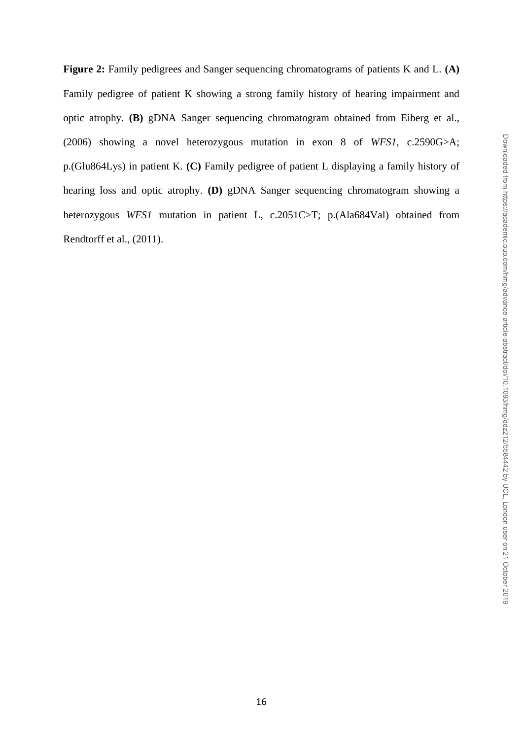**Figure 2:** Family pedigrees and Sanger sequencing chromatograms of patients K and L. **(A)** Family pedigree of patient K showing a strong family history of hearing impairment and optic atrophy. **(B)** gDNA Sanger sequencing chromatogram obtained from Eiberg et al., (2006) showing a novel heterozygous mutation in exon 8 of *WFS1*, c.2590G>A; p.(Glu864Lys) in patient K. **(C)** Family pedigree of patient L displaying a family history of hearing loss and optic atrophy. **(D)** gDNA Sanger sequencing chromatogram showing a heterozygous *WFS1* mutation in patient L, c.2051C>T; p.(Ala684Val) obtained from Rendtorff et al., (2011).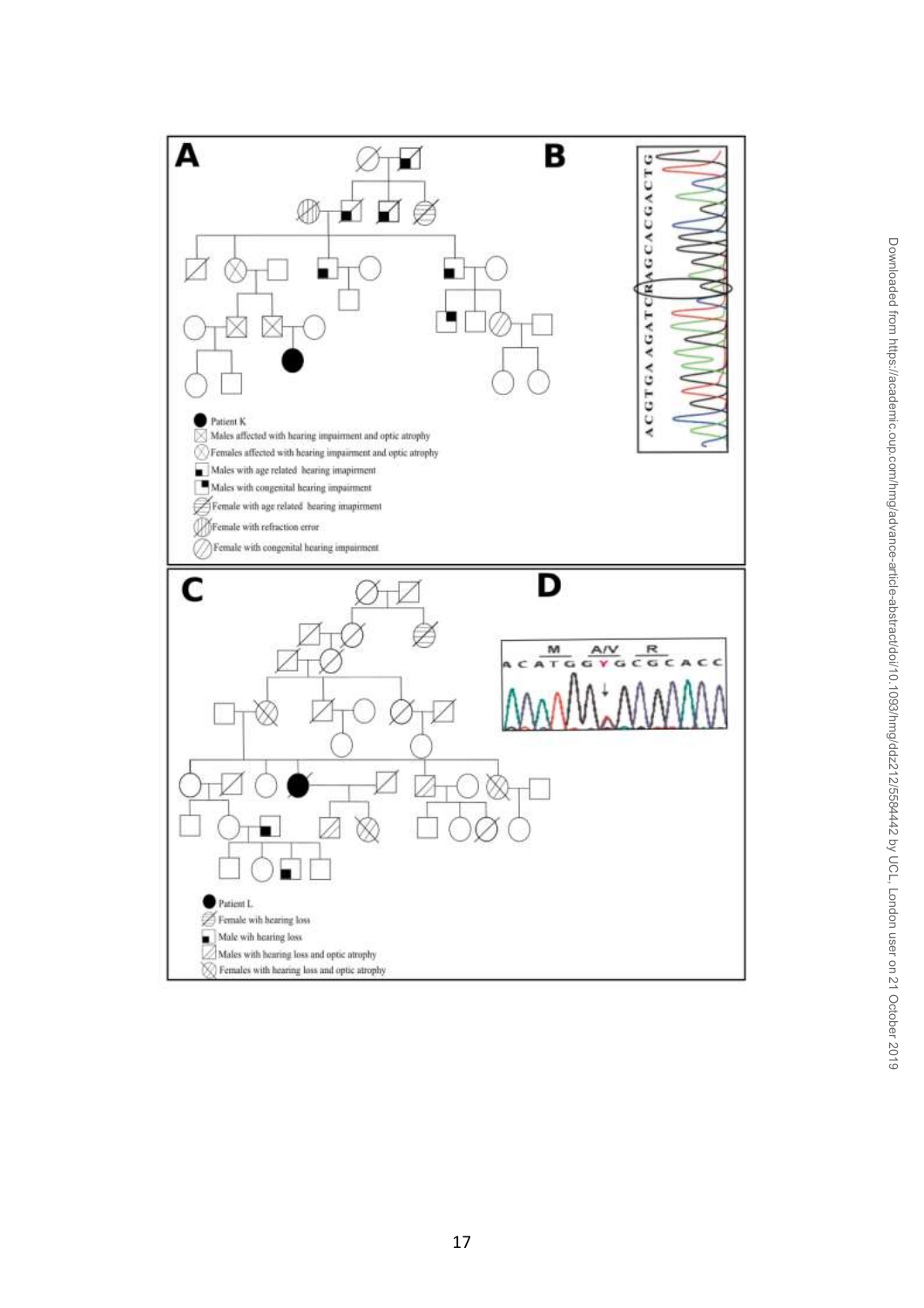**A**

- Patient K
- Males affected with hearing impairment and optic atrophy
- Females affected with hearing impairment and optic atrophy
- Males with age related hearing imapirment
- Males with congenital hearing impairment
- Female with age related hearing imapirment
- Female with refraction error
- Female with congenital hearing impairment

**B**

ACGTGA AGATCRAGCACGACTG

**C**

- Patient L
- Female wih hearing loss
- Male wih hearing loss
- Males with hearing loss and optic atrophy
- Females with hearing loss and optic atrophy

**D**

M A/V R

ACATGGYGCGCACC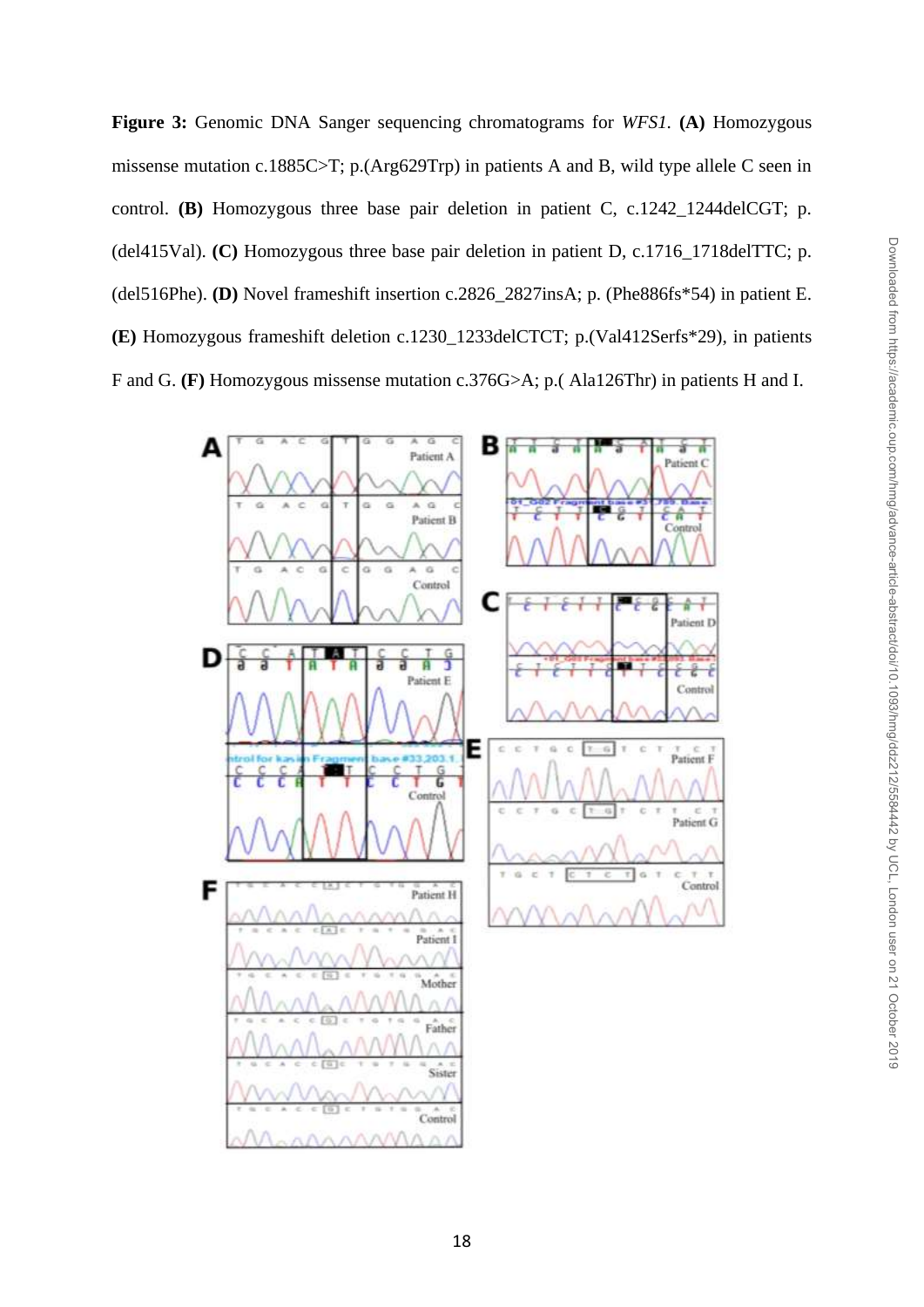**Figure 3:** Genomic DNA Sanger sequencing chromatograms for *WFS1*. **(A)** Homozygous missense mutation c.1885C>T; p.(Arg629Trp) in patients A and B, wild type allele C seen in control. **(B)** Homozygous three base pair deletion in patient C, c.1242_1244delCGT; p.(del415Val). **(C)** Homozygous three base pair deletion in patient D, c.1716_1718delTTC; p.(del516Phe). **(D)** Novel frameshift insertion c.2826_2827insA; p. (Phe886fs*54) in patient E. **(E)** Homozygous frameshift deletion c.1230_1233delCTCT; p.(Val412Serfs*29), in patients F and G. **(F)** Homozygous missense mutation c.376G>A; p.( Ala126Thr) in patients H and I.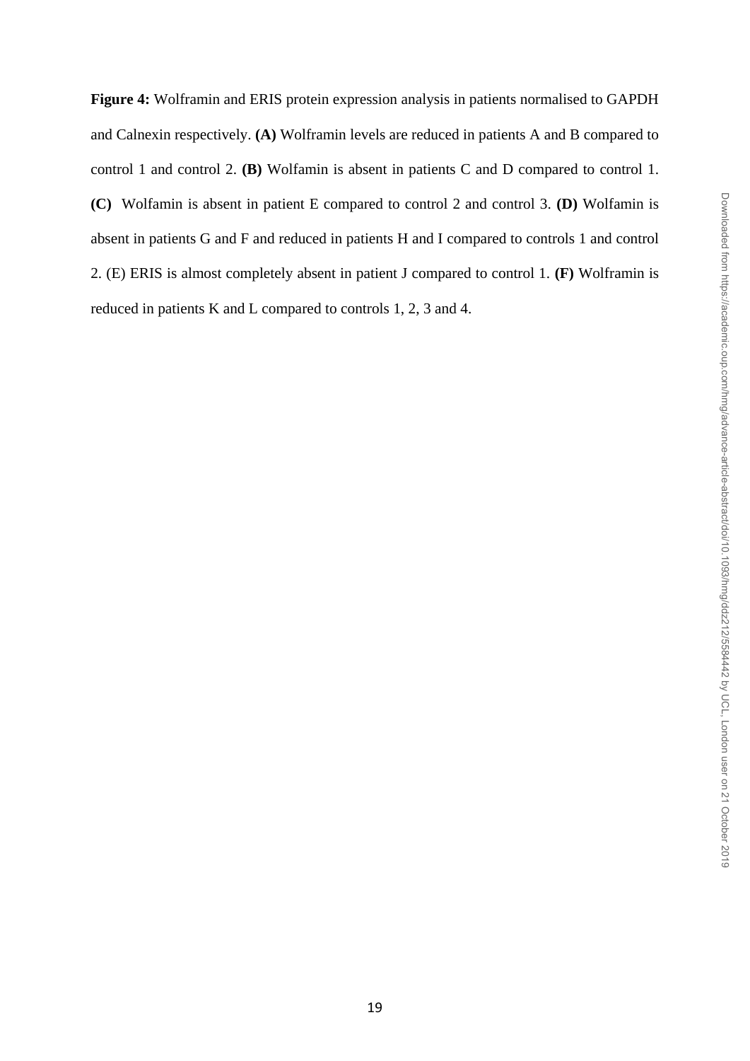**Figure 4:** Wolframin and ERIS protein expression analysis in patients normalised to GAPDH and Calnexin respectively. **(A)** Wolframin levels are reduced in patients A and B compared to control 1 and control 2. **(B)** Wolfamin is absent in patients C and D compared to control 1. **(C)** Wolfamin is absent in patient E compared to control 2 and control 3. **(D)** Wolfamin is absent in patients G and F and reduced in patients H and I compared to controls 1 and control 2. (E) ERIS is almost completely absent in patient J compared to control 1. **(F)** Wolframin is reduced in patients K and L compared to controls 1, 2, 3 and 4.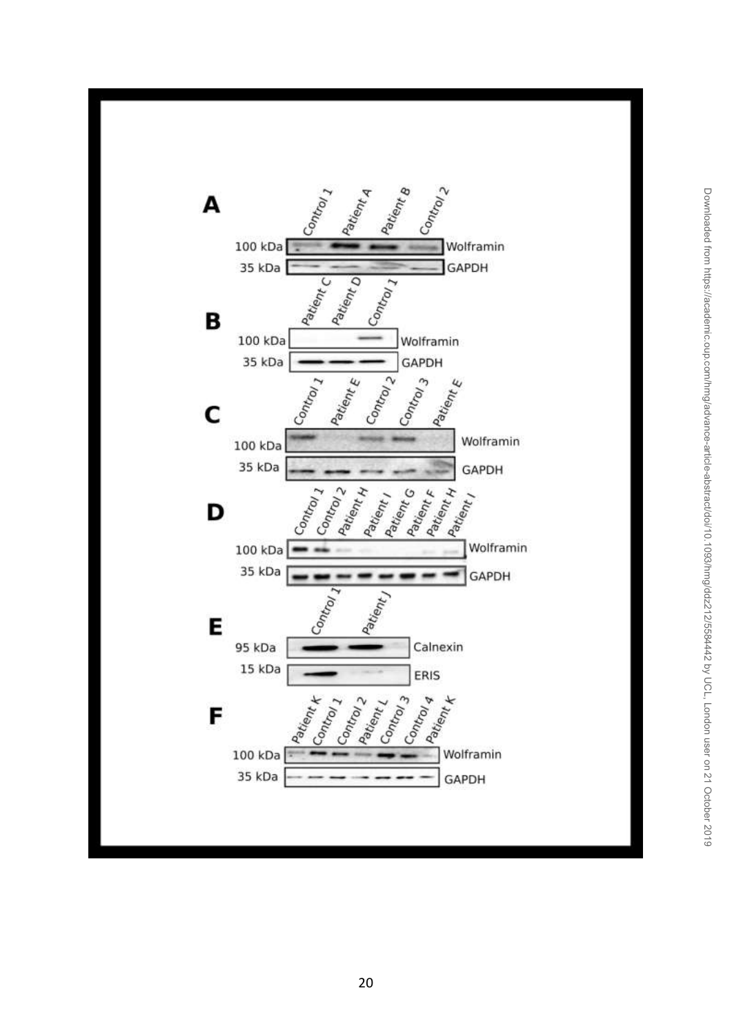**A**

Control 1, Patient A, Patient B, Control 2

100 kDa — Wolframin

35 kDa — GAPDH

**B**

Patient C, Patient D, Control 1

100 kDa — Wolframin

35 kDa — GAPDH

**C**

Control 1, Patient E, Control 2, Control 3, Patient E

100 kDa — Wolframin

35 kDa — GAPDH

**D**

Control 1, Control 2, Patient H, Patient I, Patient G, Patient F, Patient H, Patient I

100 kDa — Wolframin

35 kDa — GAPDH

**E**

Control 1, Patient J

95 kDa — Calnexin

15 kDa — ERIS

**F**

Patient K, Control 1, Control 2, Patient L, Control 3, Control 4, Patient K

100 kDa — Wolframin

35 kDa — GAPDH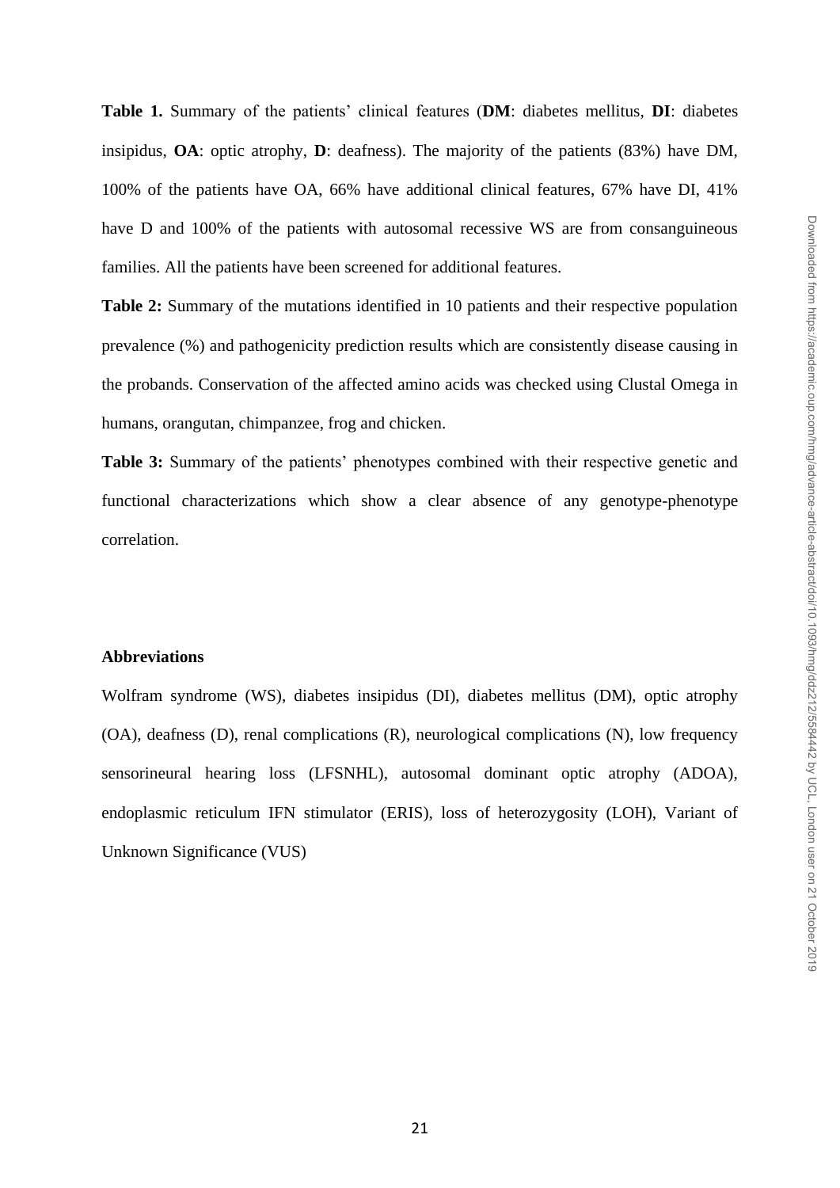**Table 1.** Summary of the patients' clinical features (**DM**: diabetes mellitus, **DI**: diabetes insipidus, **OA**: optic atrophy, **D**: deafness). The majority of the patients (83%) have DM, 100% of the patients have OA, 66% have additional clinical features, 67% have DI, 41% have D and 100% of the patients with autosomal recessive WS are from consanguineous families. All the patients have been screened for additional features.

**Table 2:** Summary of the mutations identified in 10 patients and their respective population prevalence (%) and pathogenicity prediction results which are consistently disease causing in the probands. Conservation of the affected amino acids was checked using Clustal Omega in humans, orangutan, chimpanzee, frog and chicken.

**Table 3:** Summary of the patients' phenotypes combined with their respective genetic and functional characterizations which show a clear absence of any genotype-phenotype correlation.

**Abbreviations**

Wolfram syndrome (WS), diabetes insipidus (DI), diabetes mellitus (DM), optic atrophy (OA), deafness (D), renal complications (R), neurological complications (N), low frequency sensorineural hearing loss (LFSNHL), autosomal dominant optic atrophy (ADOA), endoplasmic reticulum IFN stimulator (ERIS), loss of heterozygosity (LOH), Variant of Unknown Significance (VUS)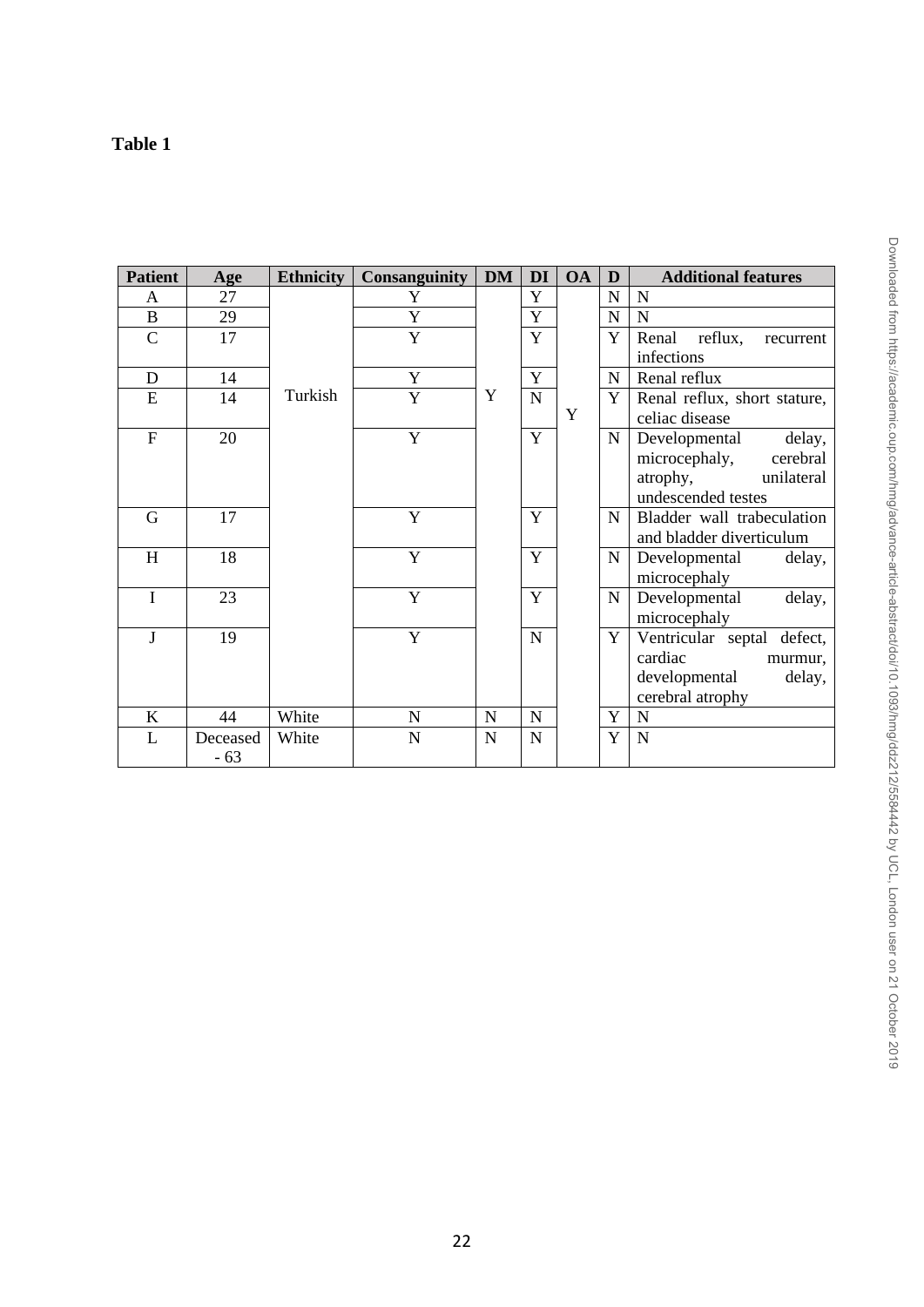**Table 1**

| Patient | Age | Ethnicity | Consanguinity | DM | DI | OA | D | Additional features |
|---|---|---|---|---|---|---|---|---|
| A | 27 | Turkish | Y | Y | Y | Y | N | N |
| B | 29 | Turkish | Y | Y | Y | Y | N | N |
| C | 17 | Turkish | Y | Y | Y | Y | Y | Renal reflux, recurrent infections |
| D | 14 | Turkish | Y | Y | Y | Y | N | Renal reflux |
| E | 14 | Turkish | Y | Y | N | Y | Y | Renal reflux, short stature, celiac disease |
| F | 20 | Turkish | Y | Y | Y | Y | N | Developmental delay, microcephaly, cerebral atrophy, unilateral undescended testes |
| G | 17 | Turkish | Y | Y | Y | Y | N | Bladder wall trabeculation and bladder diverticulum |
| H | 18 | Turkish | Y | Y | Y | Y | N | Developmental delay, microcephaly |
| I | 23 | Turkish | Y | Y | Y | Y | N | Developmental delay, microcephaly |
| J | 19 | Turkish | Y | Y | N | Y | Y | Ventricular septal defect, cardiac murmur, developmental delay, cerebral atrophy |
| K | 44 | White | N | N | N | Y | Y | N |
| L | Deceased - 63 | White | N | N | N | Y | Y | N |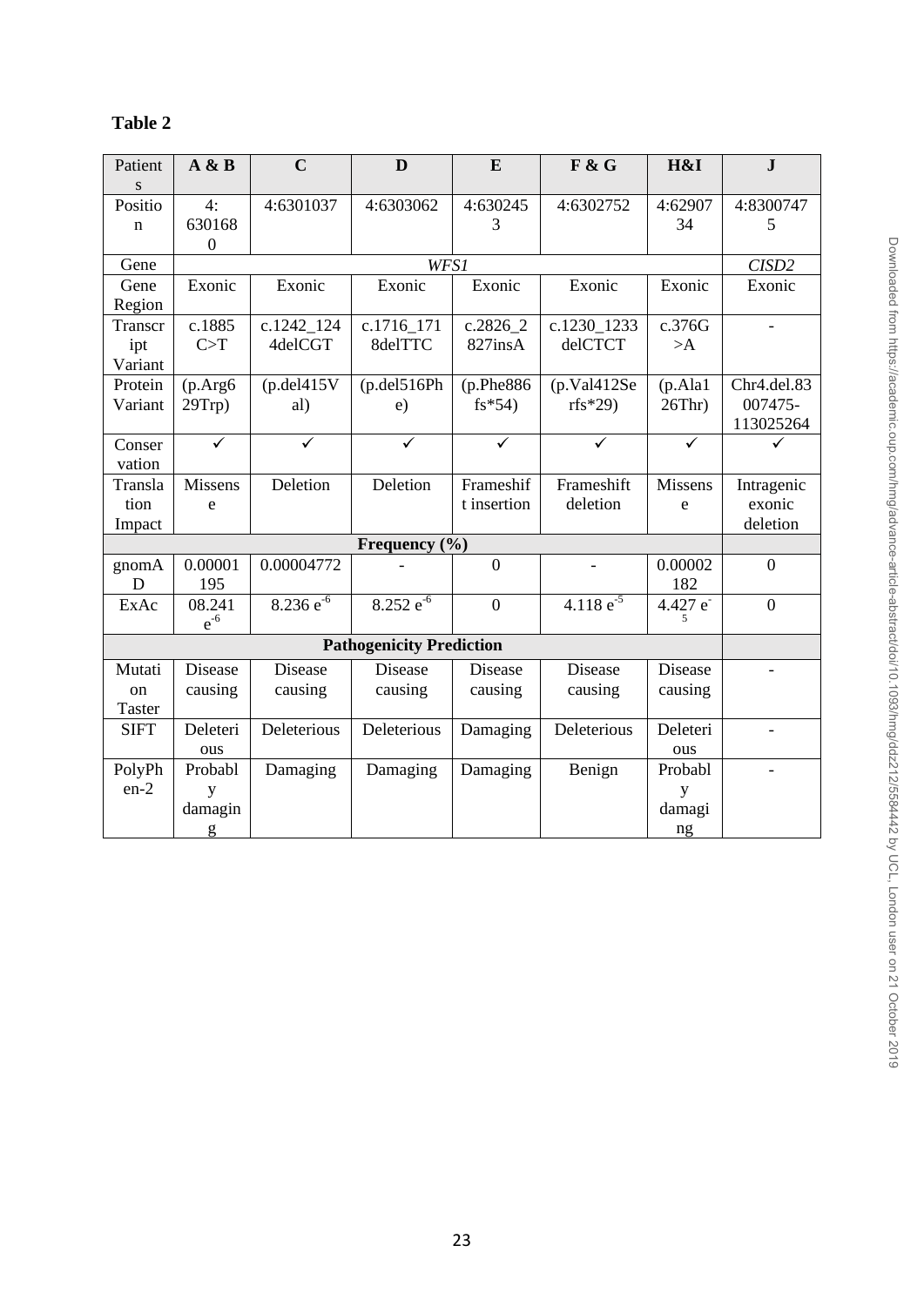**Table 2**

| Patients | A & B | C | D | E | F & G | H&I | J |
|---|---|---|---|---|---|---|---|
| Position | 4: 6301680 | 4:6301037 | 4:6303062 | 4:6302453 | 4:6302752 | 4:6290734 | 4:83007475 |
| Gene | *WFS1* | | | | | | *CISD2* |
| Gene Region | Exonic | Exonic | Exonic | Exonic | Exonic | Exonic | Exonic |
| Transcript Variant | c.1885 C>T | c.1242_1244delCGT | c.1716_1718delTTC | c.2826_2827insA | c.1230_1233 delCTCT | c.376G >A | - |
| Protein Variant | (p.Arg629Trp) | (p.del415Val) | (p.del516Phe) | (p.Phe886fs*54) | (p.Val412Serfs*29) | (p.Ala126Thr) | Chr4.del.83007475-113025264 |
| Conservation | ✓ | ✓ | ✓ | ✓ | ✓ | ✓ | ✓ |
| Translation Impact | Missense | Deletion | Deletion | Frameshift insertion | Frameshift deletion | Missense | Intragenic exonic deletion |
| **Frequency (%)** | | | | | | | |
| gnomAD | 0.00001195 | 0.00004772 | - | 0 | - | 0.00002182 | 0 |
| ExAc | 08.241 $e^{-6}$ | 8.236 $e^{-6}$ | 8.252 $e^{-6}$ | 0 | 4.118 $e^{-5}$ | 4.427 $e^{-5}$ | 0 |
| **Pathogenicity Prediction** | | | | | | | |
| Mutation Taster | Disease causing | Disease causing | Disease causing | Disease causing | Disease causing | Disease causing | - |
| SIFT | Deleterious | Deleterious | Deleterious | Damaging | Deleterious | Deleterious | - |
| PolyPhen-2 | Probably damaging | Damaging | Damaging | Damaging | Benign | Probably damaging | - |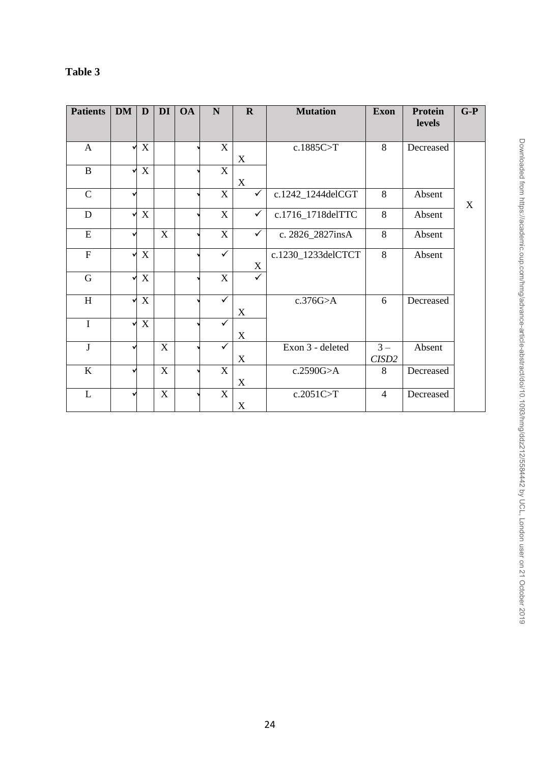**Table 3**

| Patients | DM | D | DI | OA | N | R | Mutation | Exon | Protein levels | G-P |
|---|---|---|---|---|---|---|---|---|---|---|
| A | ✓ | X | | ✓ | X | X | c.1885C>T | 8 | Decreased | X |
| B | ✓ | X | | ✓ | X | X | | | | |
| C | ✓ | | | ✓ | X | ✓ | c.1242_1244delCGT | 8 | Absent | |
| D | ✓ | X | | ✓ | X | ✓ | c.1716_1718delTTC | 8 | Absent | |
| E | ✓ | | X | ✓ | X | ✓ | c. 2826_2827insA | 8 | Absent | |
| F | ✓ | X | | ✓ | ✓ | X | c.1230_1233delCTCT | 8 | Absent | |
| G | ✓ | X | | ✓ | X | ✓ | | | | |
| H | ✓ | X | | ✓ | ✓ | X | c.376G>A | 6 | Decreased | |
| I | ✓ | X | | ✓ | ✓ | X | | | | |
| J | ✓ | | X | ✓ | ✓ | X | Exon 3 - deleted | 3 – *CISD2* | Absent | |
| K | ✓ | | X | ✓ | X | X | c.2590G>A | 8 | Decreased | |
| L | ✓ | | X | ✓ | X | X | c.2051C>T | 4 | Decreased | |